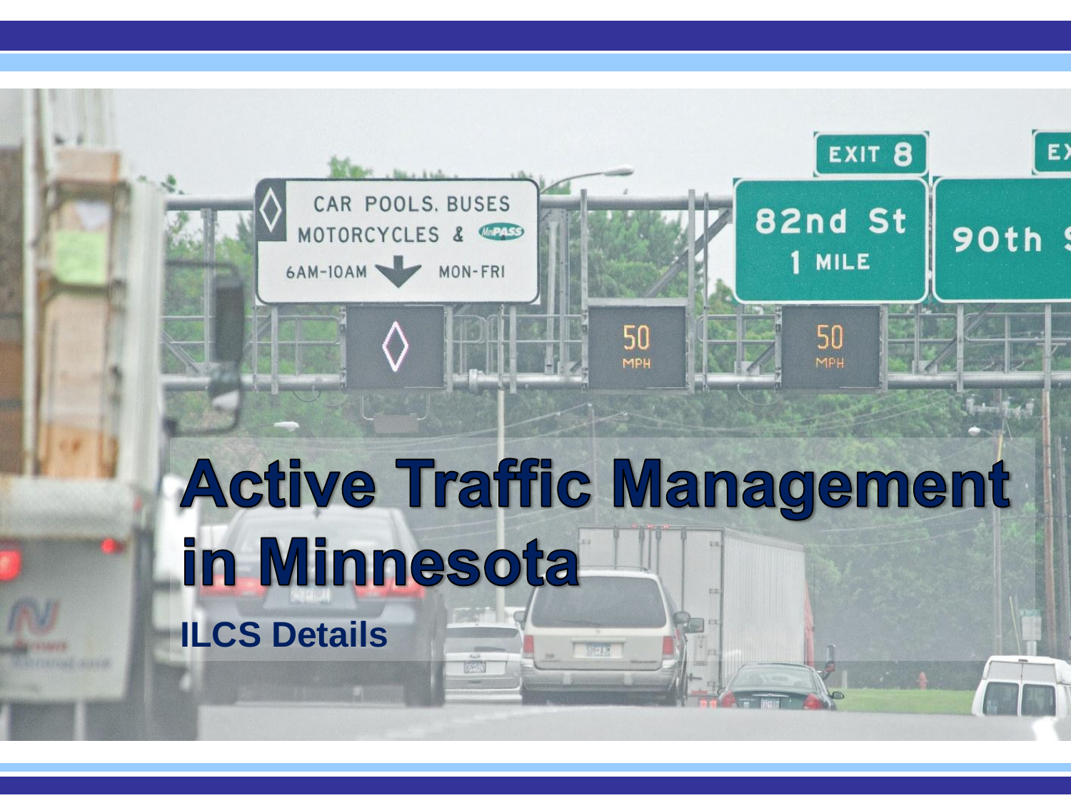# Active Traffic Management in Minnesota

**ILCS Details**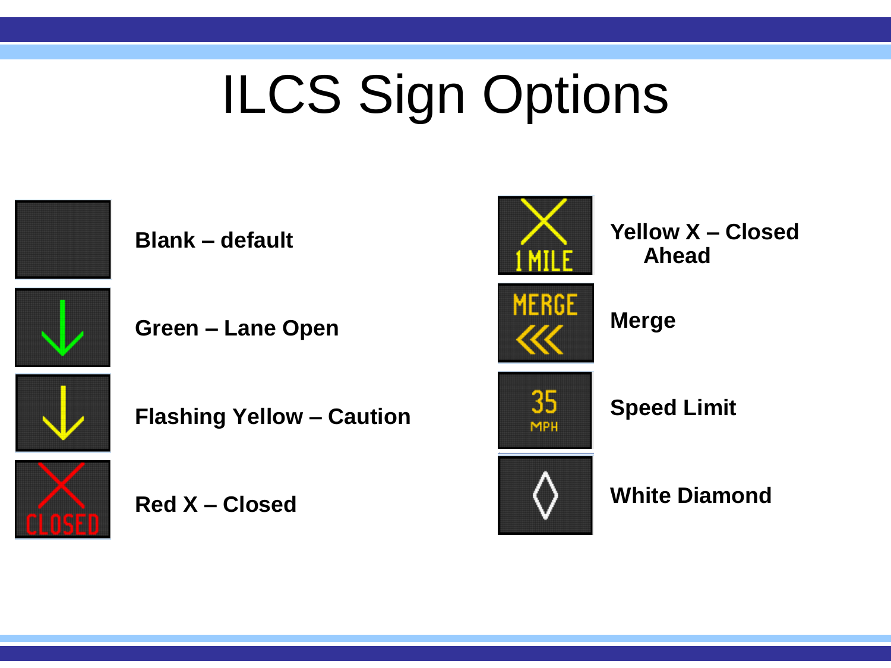# ILCS Sign Options

- **Blank – default**
- **Green – Lane Open**
- **Flashing Yellow – Caution**
- **Red X – Closed**
- **Yellow X – Closed Ahead**
- **Merge**
- **Speed Limit**
- **White Diamond**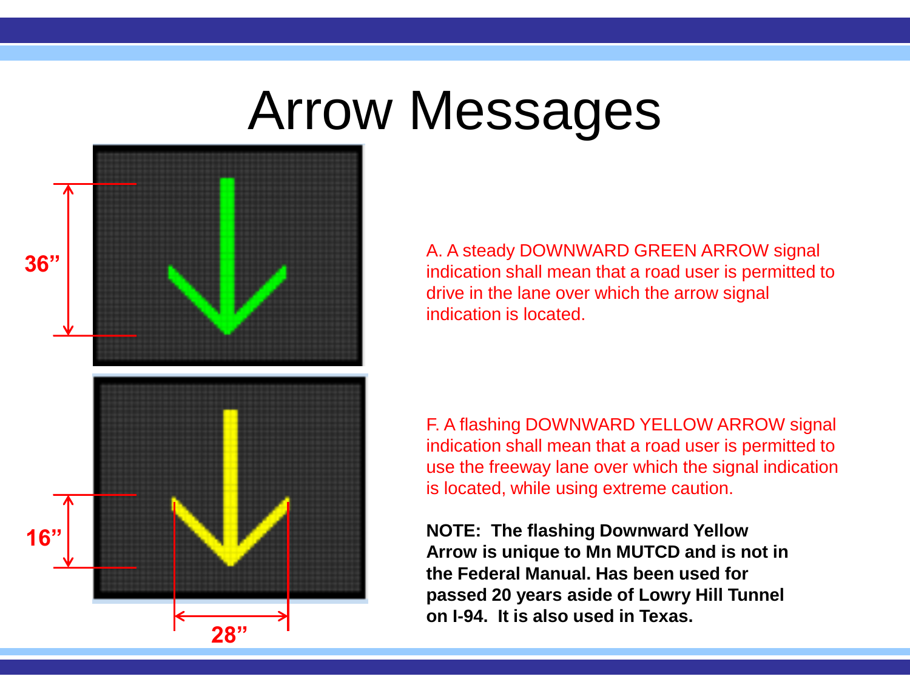# Arrow Messages

36"

16"

28"

A. A steady DOWNWARD GREEN ARROW signal indication shall mean that a road user is permitted to drive in the lane over which the arrow signal indication is located.

F. A flashing DOWNWARD YELLOW ARROW signal indication shall mean that a road user is permitted to use the freeway lane over which the signal indication is located, while using extreme caution.

**NOTE: The flashing Downward Yellow Arrow is unique to Mn MUTCD and is not in the Federal Manual. Has been used for passed 20 years aside of Lowry Hill Tunnel on I-94. It is also used in Texas.**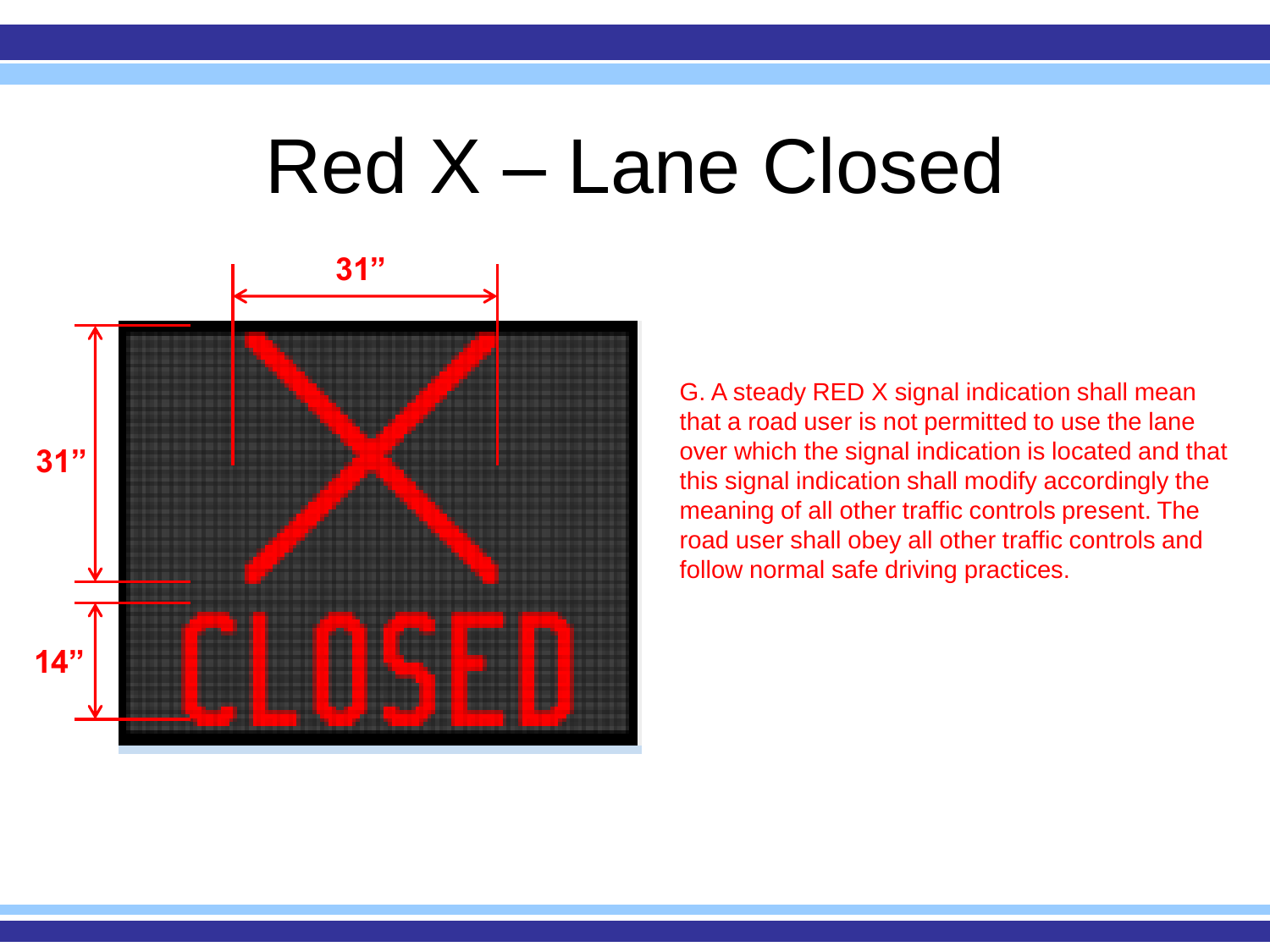# Red X – Lane Closed

31”

31”

14”

CLOSED

G. A steady RED X signal indication shall mean that a road user is not permitted to use the lane over which the signal indication is located and that this signal indication shall modify accordingly the meaning of all other traffic controls present. The road user shall obey all other traffic controls and follow normal safe driving practices.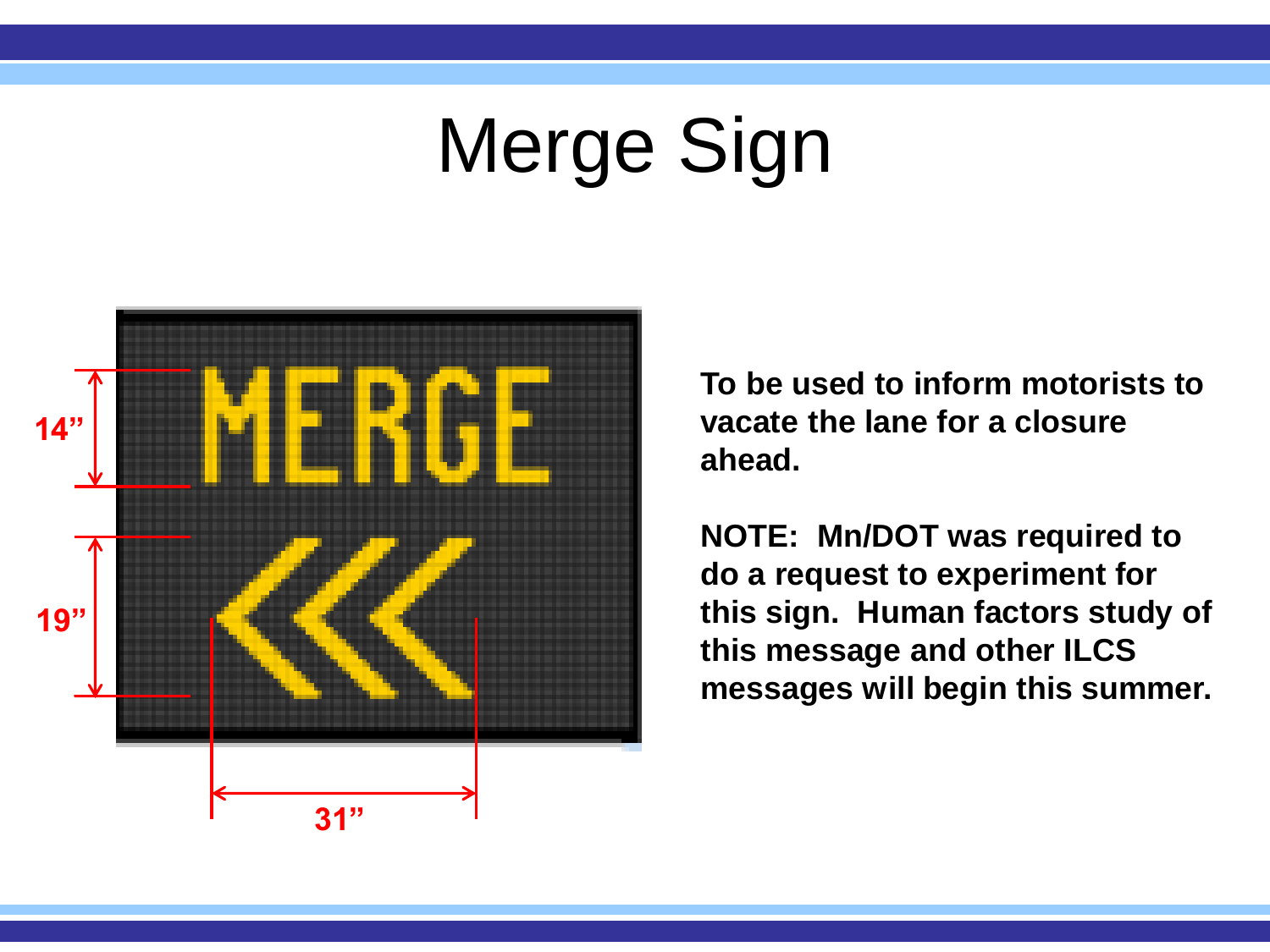# Merge Sign

MERGE

14"

19"

31"

**To be used to inform motorists to vacate the lane for a closure ahead.**

**NOTE: Mn/DOT was required to do a request to experiment for this sign. Human factors study of this message and other ILCS messages will begin this summer.**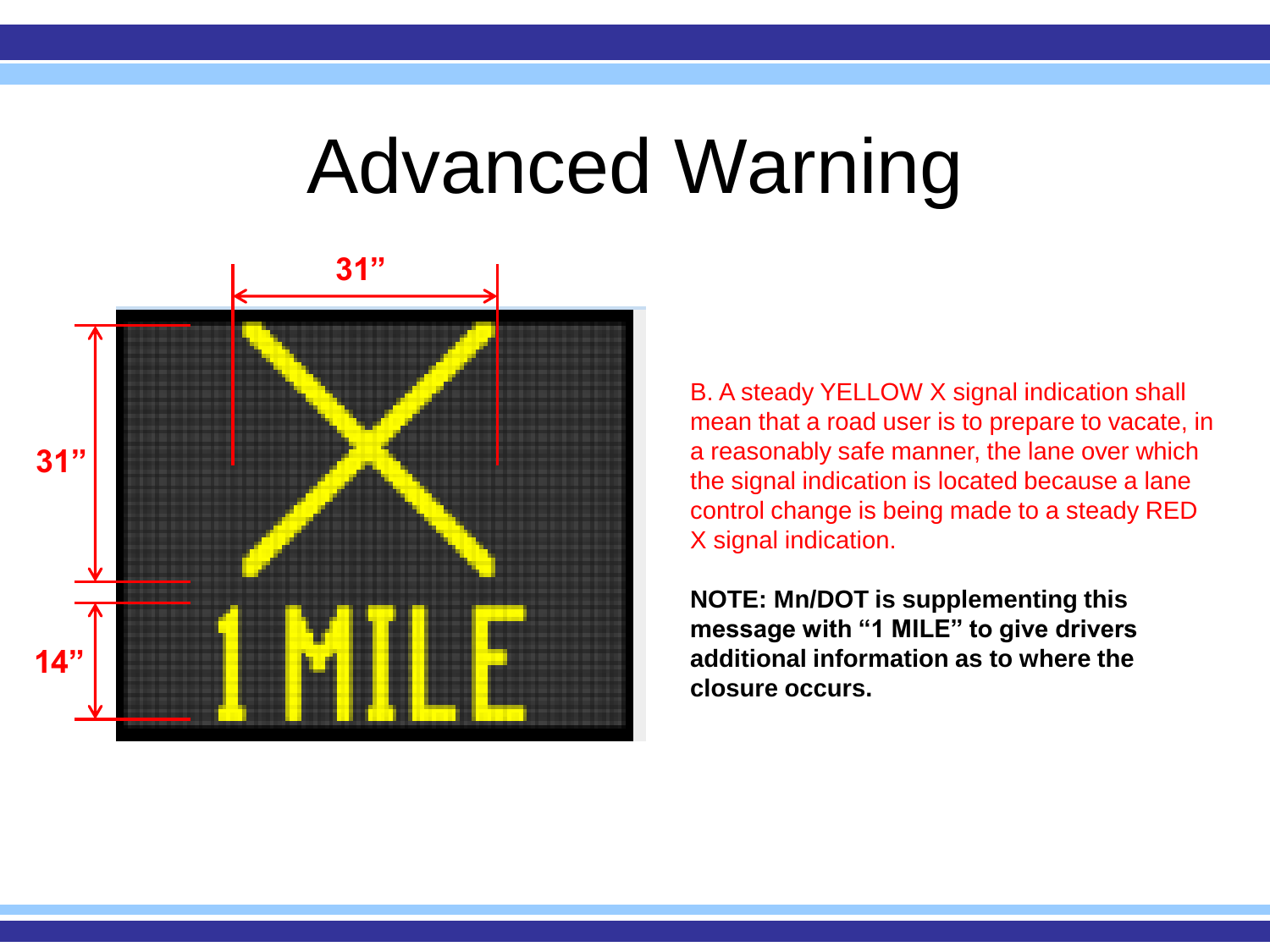# Advanced Warning

31”

31”

14”

1 MILE

B. A steady YELLOW X signal indication shall mean that a road user is to prepare to vacate, in a reasonably safe manner, the lane over which the signal indication is located because a lane control change is being made to a steady RED X signal indication.

**NOTE: Mn/DOT is supplementing this message with “1 MILE” to give drivers additional information as to where the closure occurs.**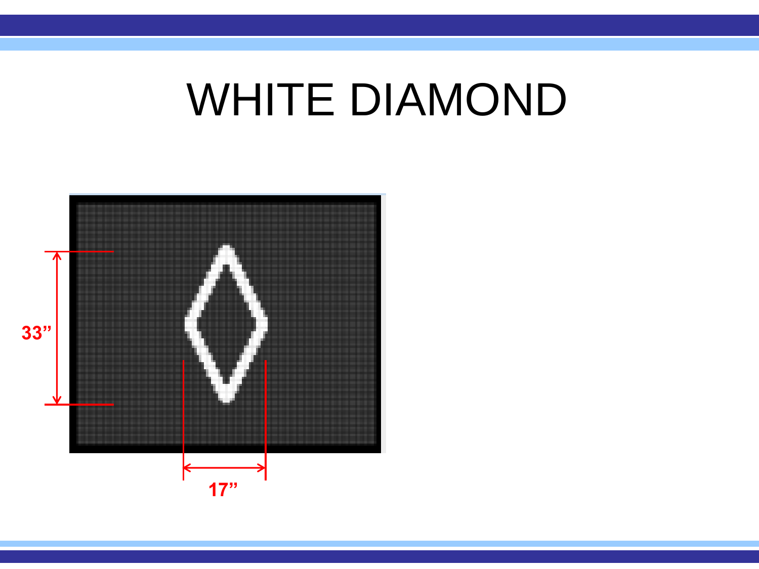# WHITE DIAMOND

33”

17”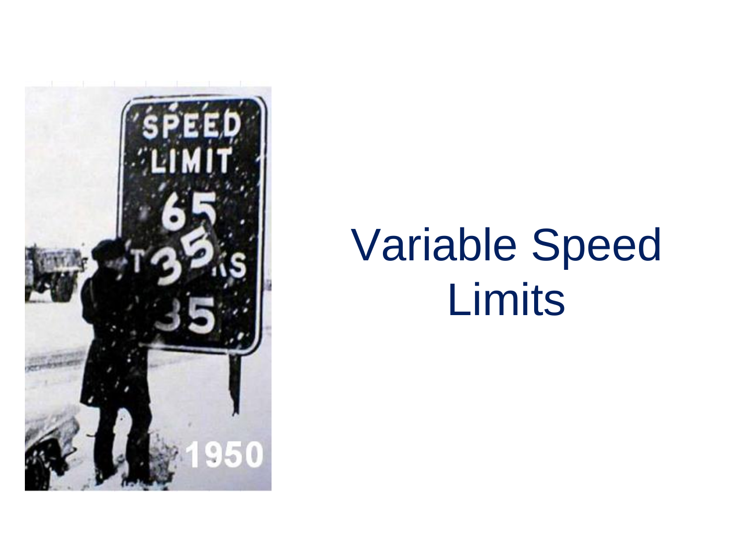# Variable Speed Limits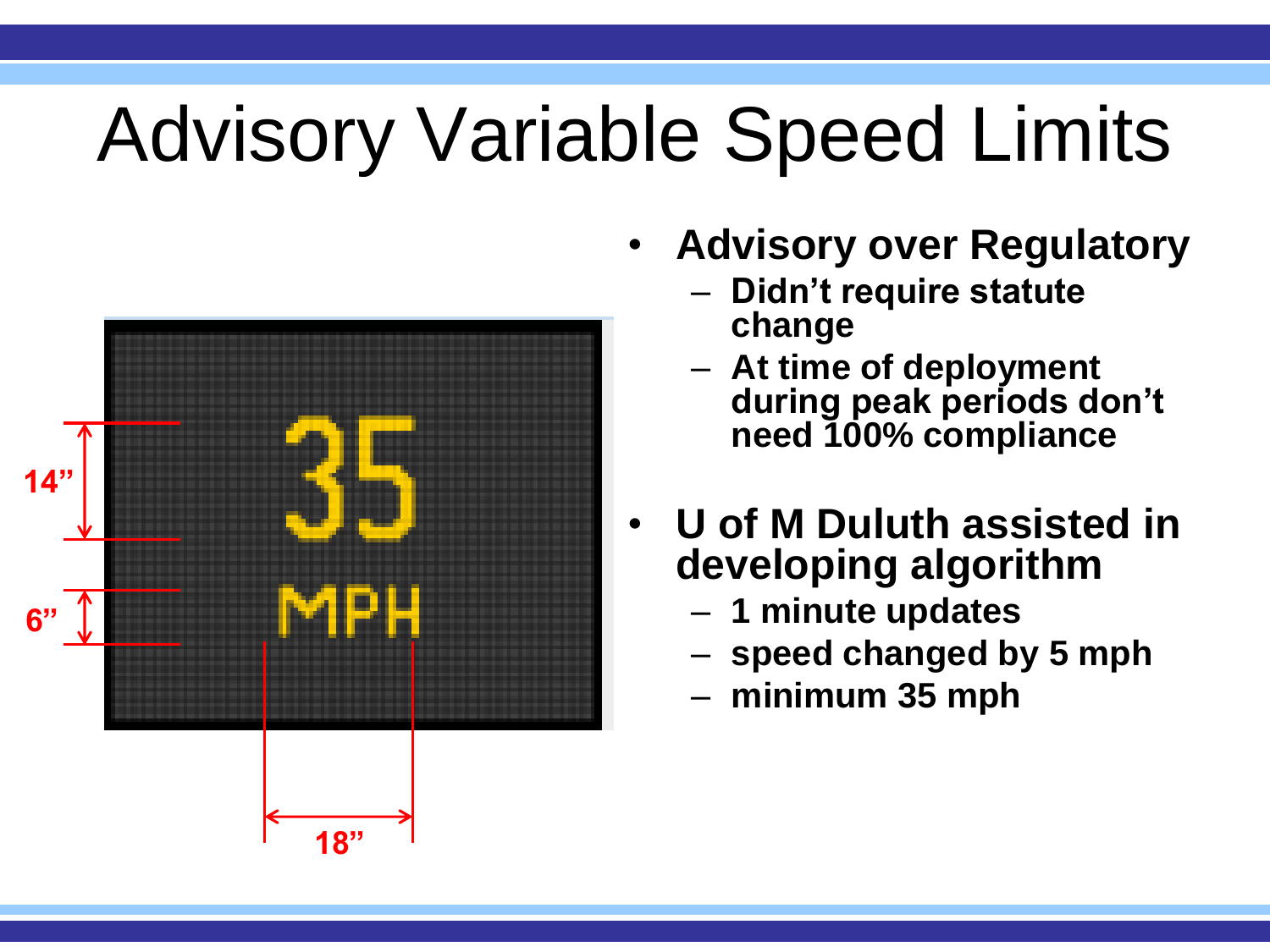# Advisory Variable Speed Limits

14"

6"

18"

35

MPH

- **Advisory over Regulatory**
  - **Didn't require statute change**
  - **At time of deployment during peak periods don't need 100% compliance**
- **U of M Duluth assisted in developing algorithm**
  - **1 minute updates**
  - **speed changed by 5 mph**
  - **minimum 35 mph**